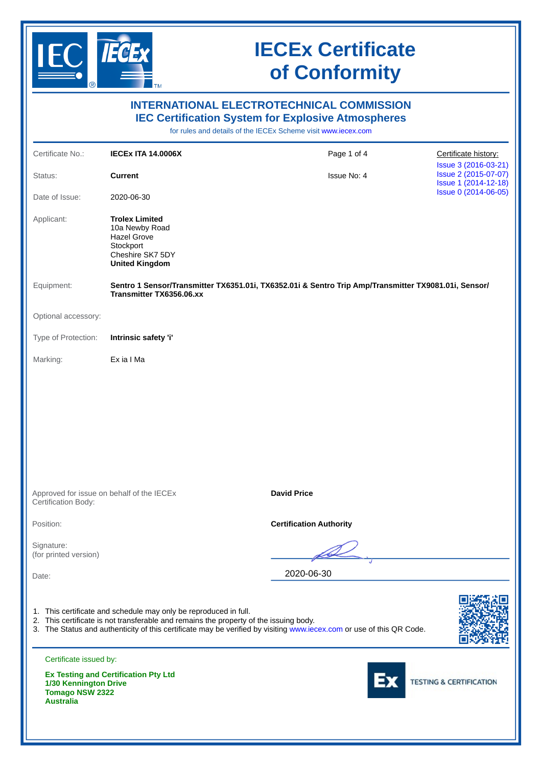# IECEx Certificate of Conformity

## INTERNATIONAL ELECTROTECHNICAL COMMISSION
## IEC Certification System for Explosive Atmospheres

for rules and details of the IECEx Scheme visit www.iecex.com

| | | | |
|---|---|---|---|
| Certificate No.: | **IECEx ITA 14.0006X** | Page 1 of 4 | Certificate history: Issue 3 (2016-03-21) Issue 2 (2015-07-07) Issue 1 (2014-12-18) Issue 0 (2014-06-05) |
| Status: | **Current** | Issue No: 4 | |
| Date of Issue: | 2020-06-30 | | |

Applicant: **Trolex Limited**
10a Newby Road
Hazel Grove
Stockport
Cheshire SK7 5DY
**United Kingdom**

Equipment: **Sentro 1 Sensor/Transmitter TX6351.01i, TX6352.01i & Sentro Trip Amp/Transmitter TX9081.01i, Sensor/ Transmitter TX6356.06.xx**

Optional accessory:

Type of Protection: **Intrinsic safety 'i'**

Marking: Ex ia I Ma

Approved for issue on behalf of the IECEx Certification Body: **David Price**

Position: **Certification Authority**

Signature:
(for printed version)

Date: 2020-06-30

1. This certificate and schedule may only be reproduced in full.
2. This certificate is not transferable and remains the property of the issuing body.
3. The Status and authenticity of this certificate may be verified by visiting www.iecex.com or use of this QR Code.

Certificate issued by:

**Ex Testing and Certification Pty Ltd**
**1/30 Kennington Drive**
**Tomago NSW 2322**
**Australia**

Ex TESTING & CERTIFICATION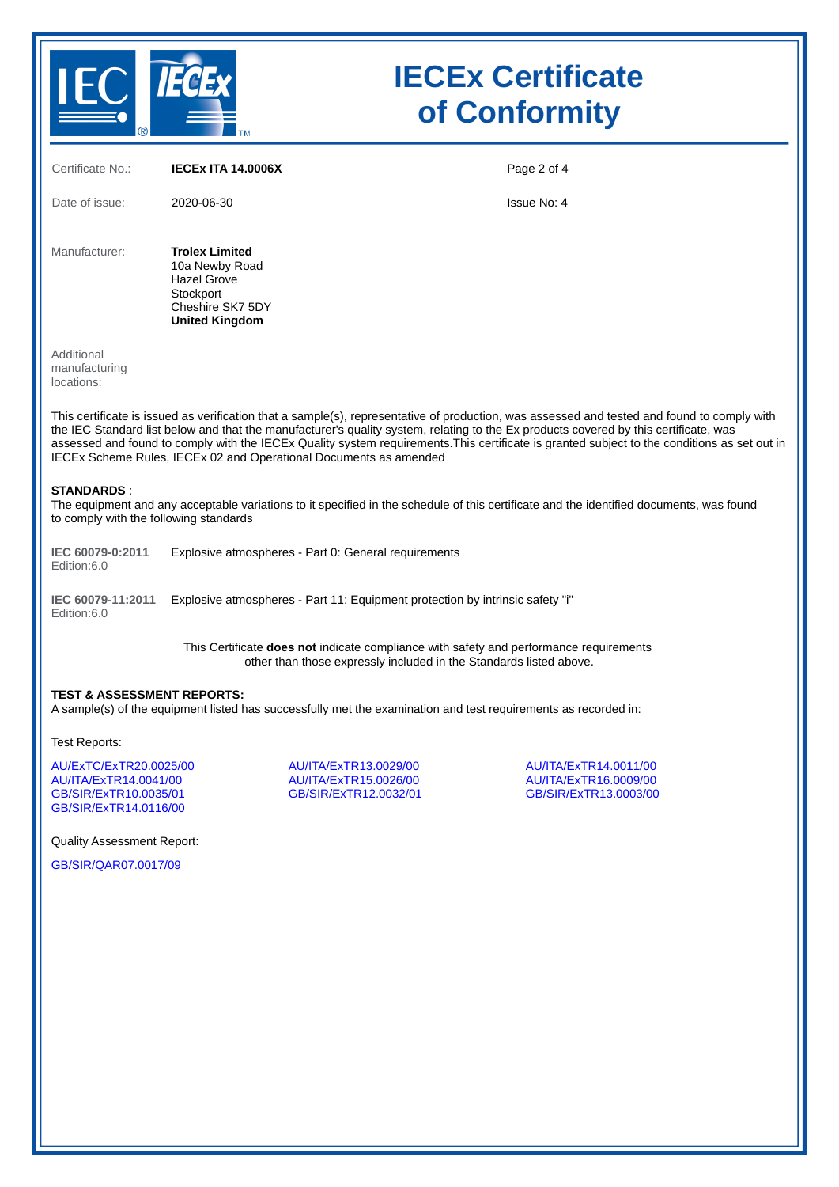# IECEx Certificate of Conformity

| | | | |
|---|---|---|---|
| Certificate No.: | **IECEx ITA 14.0006X** | | |
| Date of issue: | 2020-06-30 | Issue No: 4 | |

Manufacturer: **Trolex Limited**
10a Newby Road
Hazel Grove
Stockport
Cheshire SK7 5DY
**United Kingdom**

Additional manufacturing locations:

This certificate is issued as verification that a sample(s), representative of production, was assessed and tested and found to comply with the IEC Standard list below and that the manufacturer's quality system, relating to the Ex products covered by this certificate, was assessed and found to comply with the IECEx Quality system requirements.This certificate is granted subject to the conditions as set out in IECEx Scheme Rules, IECEx 02 and Operational Documents as amended

**STANDARDS** :
The equipment and any acceptable variations to it specified in the schedule of this certificate and the identified documents, was found to comply with the following standards

**IEC 60079-0:2011** Edition:6.0 — Explosive atmospheres - Part 0: General requirements

**IEC 60079-11:2011** Edition:6.0 — Explosive atmospheres - Part 11: Equipment protection by intrinsic safety "i"

This Certificate **does not** indicate compliance with safety and performance requirements other than those expressly included in the Standards listed above.

**TEST & ASSESSMENT REPORTS:**
A sample(s) of the equipment listed has successfully met the examination and test requirements as recorded in:

Test Reports:

AU/ExTC/ExTR20.0025/00
AU/ITA/ExTR14.0041/00
GB/SIR/ExTR10.0035/01
GB/SIR/ExTR14.0116/00
AU/ITA/ExTR13.0029/00
AU/ITA/ExTR15.0026/00
GB/SIR/ExTR12.0032/01
AU/ITA/ExTR14.0011/00
AU/ITA/ExTR16.0009/00
GB/SIR/ExTR13.0003/00

Quality Assessment Report:

GB/SIR/QAR07.0017/09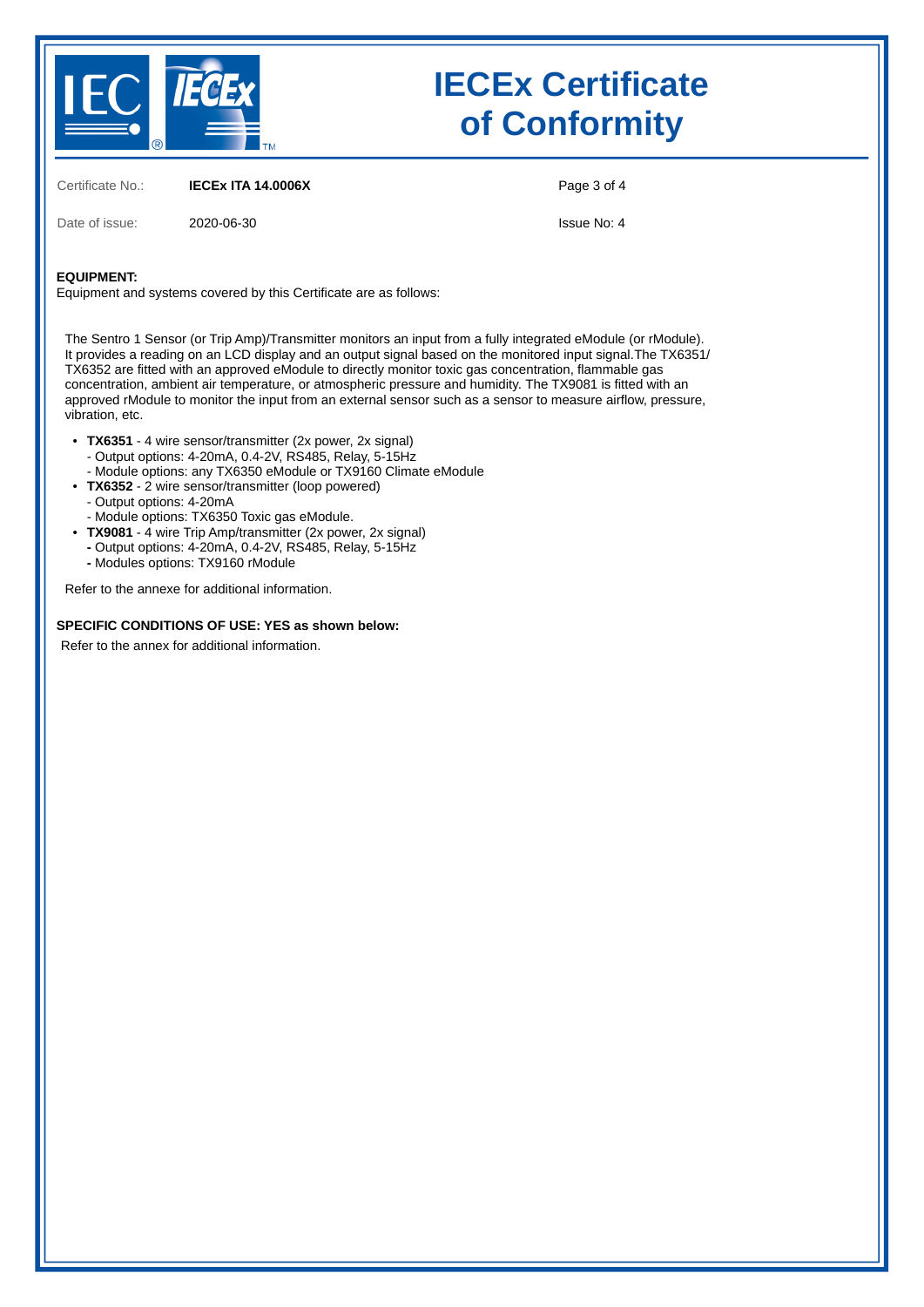# IECEx Certificate of Conformity

Certificate No.: **IECEx ITA 14.0006X**

Date of issue: 2020-06-30

Issue No: 4

**EQUIPMENT:**
Equipment and systems covered by this Certificate are as follows:

The Sentro 1 Sensor (or Trip Amp)/Transmitter monitors an input from a fully integrated eModule (or rModule). It provides a reading on an LCD display and an output signal based on the monitored input signal.The TX6351/ TX6352 are fitted with an approved eModule to directly monitor toxic gas concentration, flammable gas concentration, ambient air temperature, or atmospheric pressure and humidity. The TX9081 is fitted with an approved rModule to monitor the input from an external sensor such as a sensor to measure airflow, pressure, vibration, etc.

- **TX6351** - 4 wire sensor/transmitter (2x power, 2x signal)
  - Output options: 4-20mA, 0.4-2V, RS485, Relay, 5-15Hz
  - Module options: any TX6350 eModule or TX9160 Climate eModule
- **TX6352** - 2 wire sensor/transmitter (loop powered)
  - Output options: 4-20mA
  - Module options: TX6350 Toxic gas eModule.
- **TX9081** - 4 wire Trip Amp/transmitter (2x power, 2x signal)
  - Output options: 4-20mA, 0.4-2V, RS485, Relay, 5-15Hz
  - Modules options: TX9160 rModule

Refer to the annexe for additional information.

**SPECIFIC CONDITIONS OF USE: YES as shown below:**

Refer to the annex for additional information.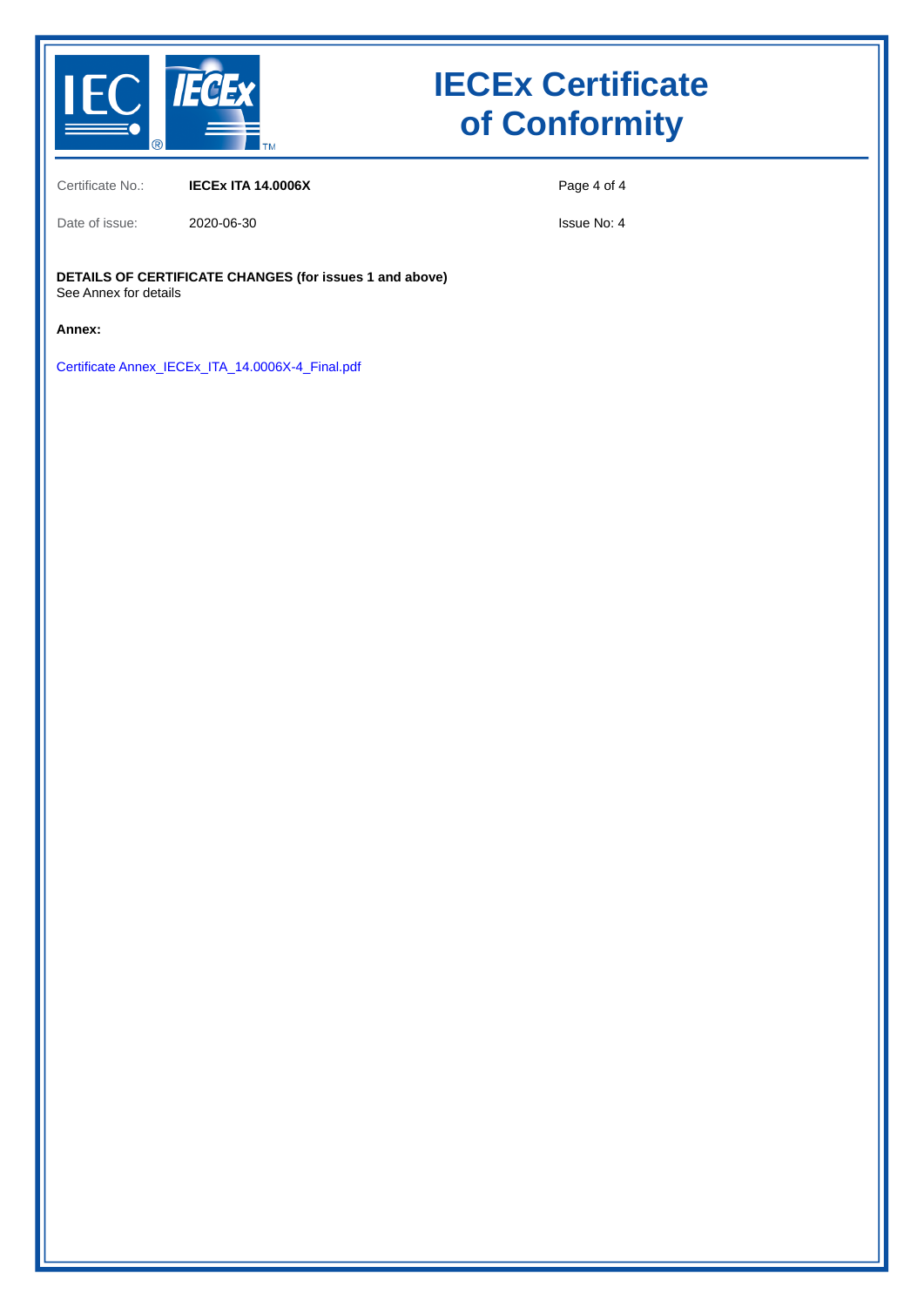# IECEx Certificate of Conformity

| | | | |
|---|---|---|---|
| Certificate No.: | **IECEx ITA 14.0006X** | | |
| Date of issue: | 2020-06-30 | | Issue No: 4 |

**DETAILS OF CERTIFICATE CHANGES (for issues 1 and above)**
See Annex for details

**Annex:**

Certificate Annex_IECEx_ITA_14.0006X-4_Final.pdf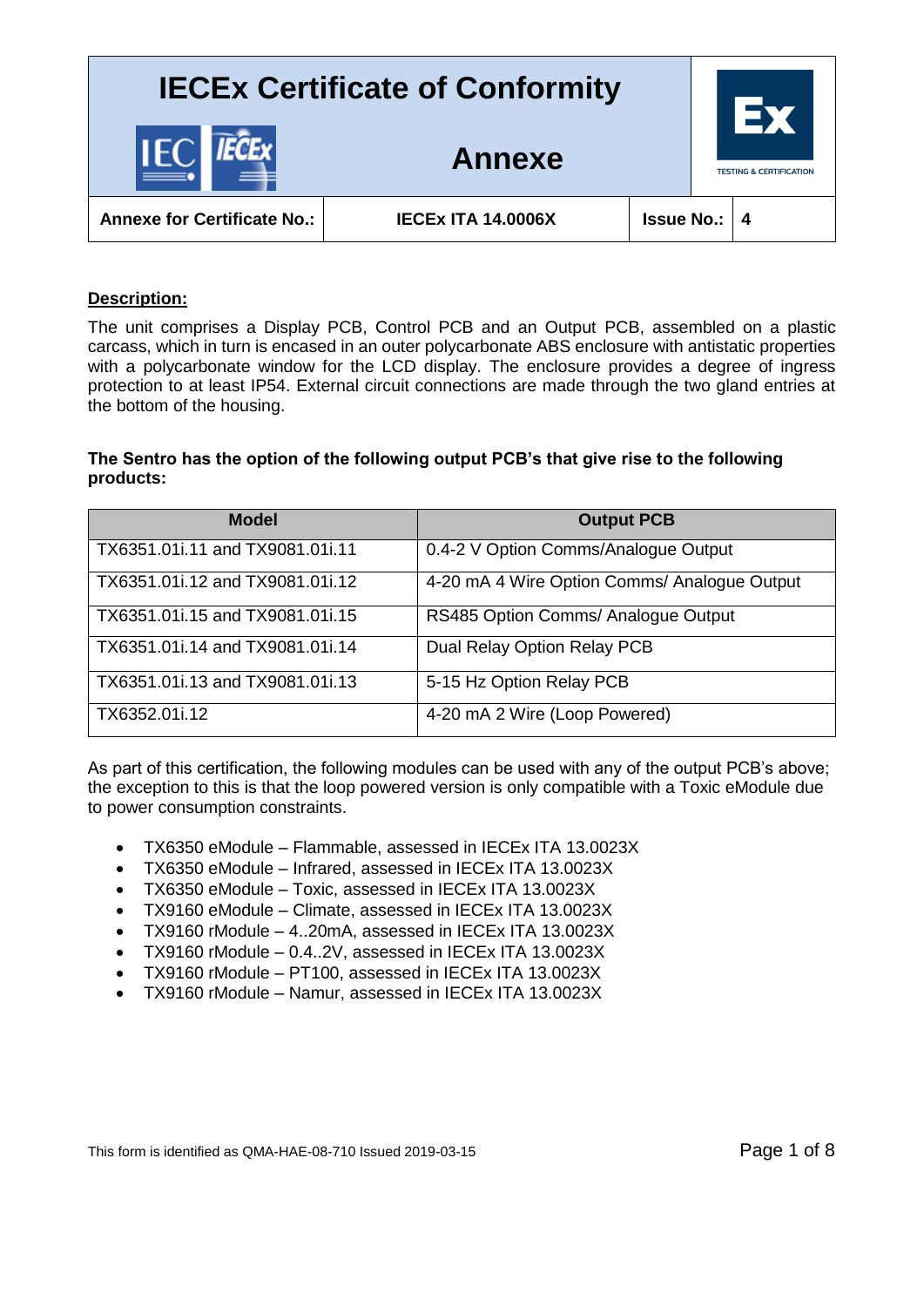# IECEx Certificate of Conformity

## Annexe

| Annexe for Certificate No.: | IECEx ITA 14.0006X | Issue No.: | 4 |
|---|---|---|---|

**Description:**

The unit comprises a Display PCB, Control PCB and an Output PCB, assembled on a plastic carcass, which in turn is encased in an outer polycarbonate ABS enclosure with antistatic properties with a polycarbonate window for the LCD display. The enclosure provides a degree of ingress protection to at least IP54. External circuit connections are made through the two gland entries at the bottom of the housing.

**The Sentro has the option of the following output PCB's that give rise to the following products:**

| Model | Output PCB |
|---|---|
| TX6351.01i.11 and TX9081.01i.11 | 0.4-2 V Option Comms/Analogue Output |
| TX6351.01i.12 and TX9081.01i.12 | 4-20 mA 4 Wire Option Comms/ Analogue Output |
| TX6351.01i.15 and TX9081.01i.15 | RS485 Option Comms/ Analogue Output |
| TX6351.01i.14 and TX9081.01i.14 | Dual Relay Option Relay PCB |
| TX6351.01i.13 and TX9081.01i.13 | 5-15 Hz Option Relay PCB |
| TX6352.01i.12 | 4-20 mA 2 Wire (Loop Powered) |

As part of this certification, the following modules can be used with any of the output PCB's above; the exception to this is that the loop powered version is only compatible with a Toxic eModule due to power consumption constraints.

- TX6350 eModule – Flammable, assessed in IECEx ITA 13.0023X
- TX6350 eModule – Infrared, assessed in IECEx ITA 13.0023X
- TX6350 eModule – Toxic, assessed in IECEx ITA 13.0023X
- TX9160 eModule – Climate, assessed in IECEx ITA 13.0023X
- TX9160 rModule – 4..20mA, assessed in IECEx ITA 13.0023X
- TX9160 rModule – 0.4..2V, assessed in IECEx ITA 13.0023X
- TX9160 rModule – PT100, assessed in IECEx ITA 13.0023X
- TX9160 rModule – Namur, assessed in IECEx ITA 13.0023X

This form is identified as QMA-HAE-08-710 Issued 2019-03-15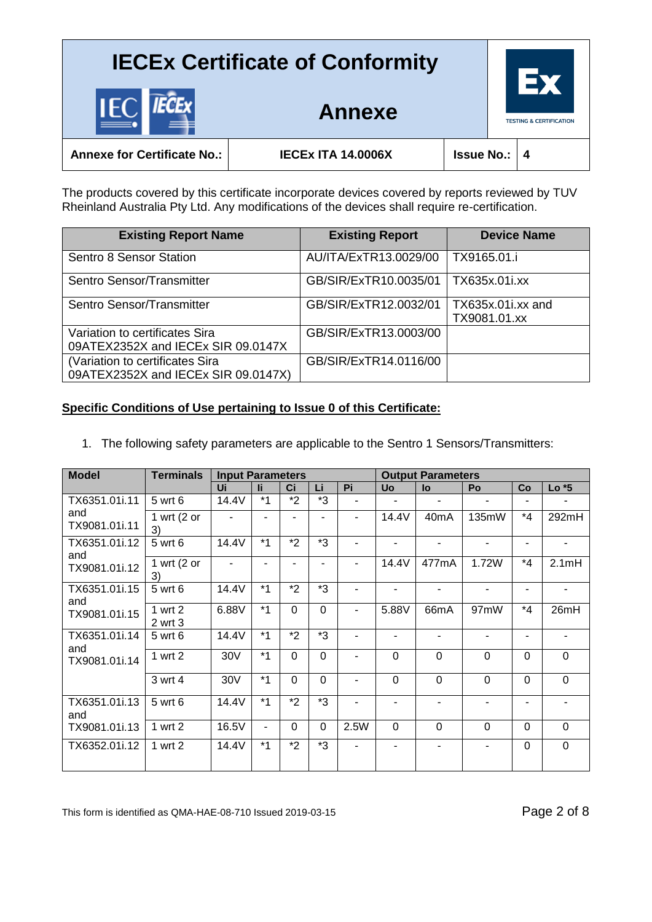# IECEx Certificate of Conformity

## Annexe

| Annexe for Certificate No.: | IECEx ITA 14.0006X | Issue No.: | 4 |
|---|---|---|---|

The products covered by this certificate incorporate devices covered by reports reviewed by TUV Rheinland Australia Pty Ltd. Any modifications of the devices shall require re-certification.

| Existing Report Name | Existing Report | Device Name |
|---|---|---|
| Sentro 8 Sensor Station | AU/ITA/ExTR13.0029/00 | TX9165.01.i |
| Sentro Sensor/Transmitter | GB/SIR/ExTR10.0035/01 | TX635x.01i.xx |
| Sentro Sensor/Transmitter | GB/SIR/ExTR12.0032/01 | TX635x.01i.xx and TX9081.01.xx |
| Variation to certificates Sira 09ATEX2352X and IECEx SIR 09.0147X | GB/SIR/ExTR13.0003/00 | |
| (Variation to certificates Sira 09ATEX2352X and IECEx SIR 09.0147X) | GB/SIR/ExTR14.0116/00 | |

**Specific Conditions of Use pertaining to Issue 0 of this Certificate:**

1. The following safety parameters are applicable to the Sentro 1 Sensors/Transmitters:

| Model | Terminals | Input Parameters | | | | | Output Parameters | | | | |
|---|---|---|---|---|---|---|---|---|---|---|---|
| | | Ui | Ii | Ci | Li | Pi | Uo | Io | Po | Co | Lo *5 |
| TX6351.01i.11 and TX9081.01i.11 | 5 wrt 6 | 14.4V | *1 | *2 | *3 | - | - | - | - | - | - |
| | 1 wrt (2 or 3) | - | - | - | - | - | 14.4V | 40mA | 135mW | *4 | 292mH |
| TX6351.01i.12 and TX9081.01i.12 | 5 wrt 6 | 14.4V | *1 | *2 | *3 | - | - | - | - | - | - |
| | 1 wrt (2 or 3) | - | - | - | - | - | 14.4V | 477mA | 1.72W | *4 | 2.1mH |
| TX6351.01i.15 and TX9081.01i.15 | 5 wrt 6 | 14.4V | *1 | *2 | *3 | - | - | - | - | - | - |
| | 1 wrt 2<br>2 wrt 3 | 6.88V | *1 | 0 | 0 | - | 5.88V | 66mA | 97mW | *4 | 26mH |
| TX6351.01i.14 and TX9081.01i.14 | 5 wrt 6 | 14.4V | *1 | *2 | *3 | - | - | - | - | - | - |
| | 1 wrt 2 | 30V | *1 | 0 | 0 | - | 0 | 0 | 0 | 0 | 0 |
| | 3 wrt 4 | 30V | *1 | 0 | 0 | - | 0 | 0 | 0 | 0 | 0 |
| TX6351.01i.13 and TX9081.01i.13 | 5 wrt 6 | 14.4V | *1 | *2 | *3 | - | - | - | - | - | - |
| | 1 wrt 2 | 16.5V | - | 0 | 0 | 2.5W | 0 | 0 | 0 | 0 | 0 |
| TX6352.01i.12 | 1 wrt 2 | 14.4V | *1 | *2 | *3 | - | - | - | - | 0 | 0 |

This form is identified as QMA-HAE-08-710 Issued 2019-03-15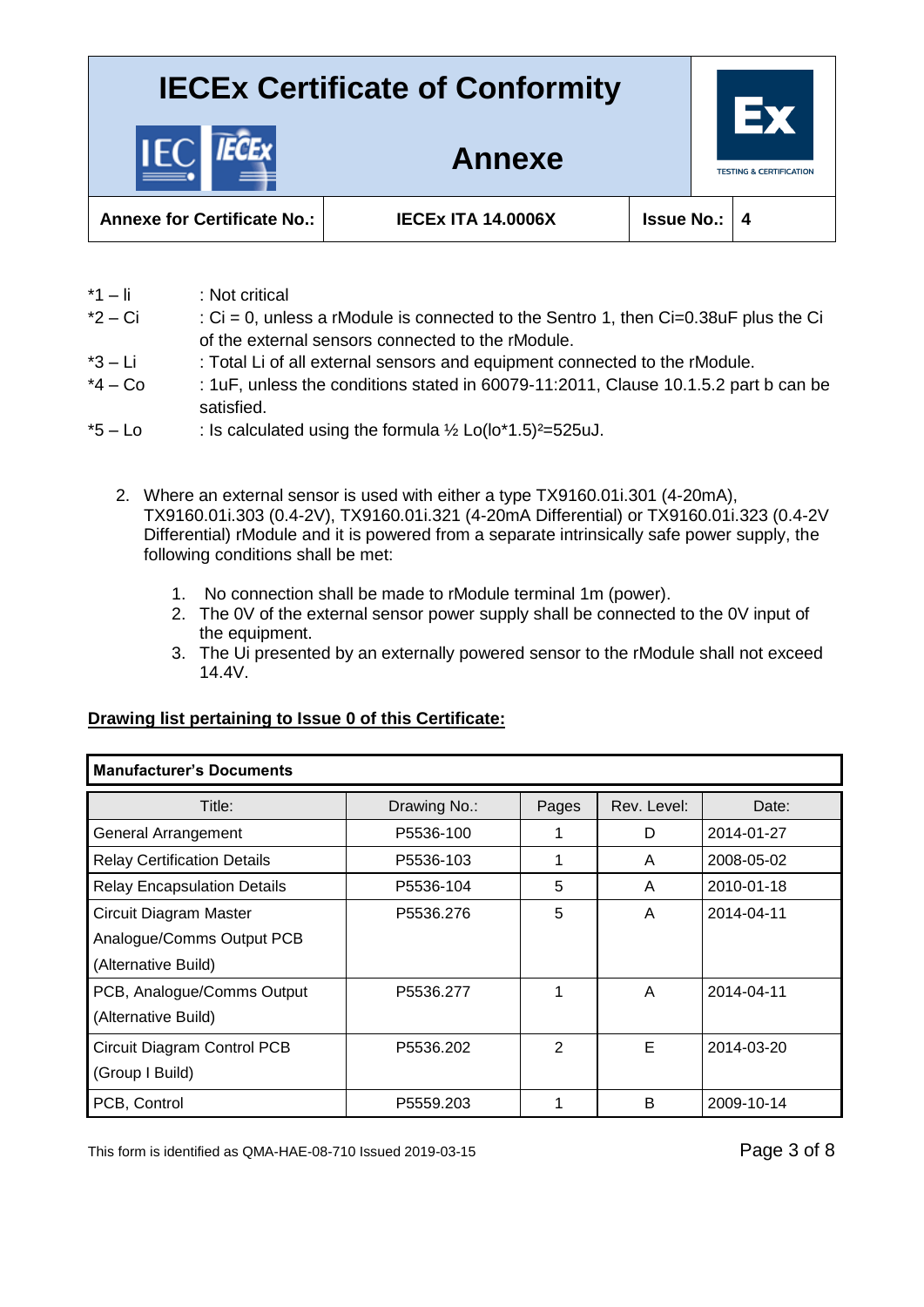| Annexe for Certificate No.: | IECEx ITA 14.0006X | Issue No.: | 4 |
|---|---|---|---|

*1 – Ii : Not critical

*2 – Ci : Ci = 0, unless a rModule is connected to the Sentro 1, then Ci=0.38uF plus the Ci of the external sensors connected to the rModule.

*3 – Li : Total Li of all external sensors and equipment connected to the rModule.

*4 – Co : 1uF, unless the conditions stated in 60079-11:2011, Clause 10.1.5.2 part b can be satisfied.

*5 – Lo : Is calculated using the formula ½ Lo(Io*1.5)$^2$=525uJ.

2. Where an external sensor is used with either a type TX9160.01i.301 (4-20mA), TX9160.01i.303 (0.4-2V), TX9160.01i.321 (4-20mA Differential) or TX9160.01i.323 (0.4-2V Differential) rModule and it is powered from a separate intrinsically safe power supply, the following conditions shall be met:

   1. No connection shall be made to rModule terminal 1m (power).
   2. The 0V of the external sensor power supply shall be connected to the 0V input of the equipment.
   3. The Ui presented by an externally powered sensor to the rModule shall not exceed 14.4V.

**Drawing list pertaining to Issue 0 of this Certificate:**

**Manufacturer's Documents**

| Title: | Drawing No.: | Pages | Rev. Level: | Date: |
|---|---|---|---|---|
| General Arrangement | P5536-100 | 1 | D | 2014-01-27 |
| Relay Certification Details | P5536-103 | 1 | A | 2008-05-02 |
| Relay Encapsulation Details | P5536-104 | 5 | A | 2010-01-18 |
| Circuit Diagram Master Analogue/Comms Output PCB (Alternative Build) | P5536.276 | 5 | A | 2014-04-11 |
| PCB, Analogue/Comms Output (Alternative Build) | P5536.277 | 1 | A | 2014-04-11 |
| Circuit Diagram Control PCB (Group I Build) | P5536.202 | 2 | E | 2014-03-20 |
| PCB, Control | P5559.203 | 1 | B | 2009-10-14 |

This form is identified as QMA-HAE-08-710 Issued 2019-03-15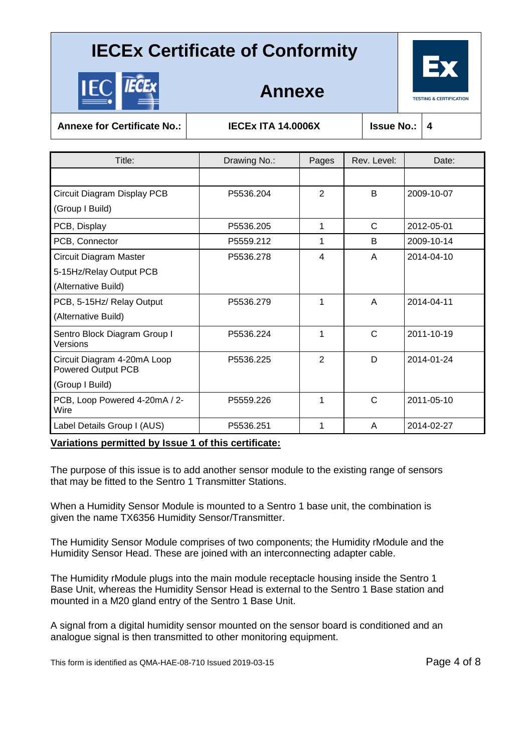# IECEx Certificate of Conformity

## Annexe

| Annexe for Certificate No.: | IECEx ITA 14.0006X | Issue No.: | 4 |
|---|---|---|---|

| Title: | Drawing No.: | Pages | Rev. Level: | Date: |
|---|---|---|---|---|
| | | | | |
| Circuit Diagram Display PCB (Group I Build) | P5536.204 | 2 | B | 2009-10-07 |
| PCB, Display | P5536.205 | 1 | C | 2012-05-01 |
| PCB, Connector | P5559.212 | 1 | B | 2009-10-14 |
| Circuit Diagram Master 5-15Hz/Relay Output PCB (Alternative Build) | P5536.278 | 4 | A | 2014-04-10 |
| PCB, 5-15Hz/ Relay Output (Alternative Build) | P5536.279 | 1 | A | 2014-04-11 |
| Sentro Block Diagram Group I Versions | P5536.224 | 1 | C | 2011-10-19 |
| Circuit Diagram 4-20mA Loop Powered Output PCB (Group I Build) | P5536.225 | 2 | D | 2014-01-24 |
| PCB, Loop Powered 4-20mA / 2-Wire | P5559.226 | 1 | C | 2011-05-10 |
| Label Details Group I (AUS) | P5536.251 | 1 | A | 2014-02-27 |

**Variations permitted by Issue 1 of this certificate:**

The purpose of this issue is to add another sensor module to the existing range of sensors that may be fitted to the Sentro 1 Transmitter Stations.

When a Humidity Sensor Module is mounted to a Sentro 1 base unit, the combination is given the name TX6356 Humidity Sensor/Transmitter.

The Humidity Sensor Module comprises of two components; the Humidity rModule and the Humidity Sensor Head. These are joined with an interconnecting adapter cable.

The Humidity rModule plugs into the main module receptacle housing inside the Sentro 1 Base Unit, whereas the Humidity Sensor Head is external to the Sentro 1 Base station and mounted in a M20 gland entry of the Sentro 1 Base Unit.

A signal from a digital humidity sensor mounted on the sensor board is conditioned and an analogue signal is then transmitted to other monitoring equipment.

This form is identified as QMA-HAE-08-710 Issued 2019-03-15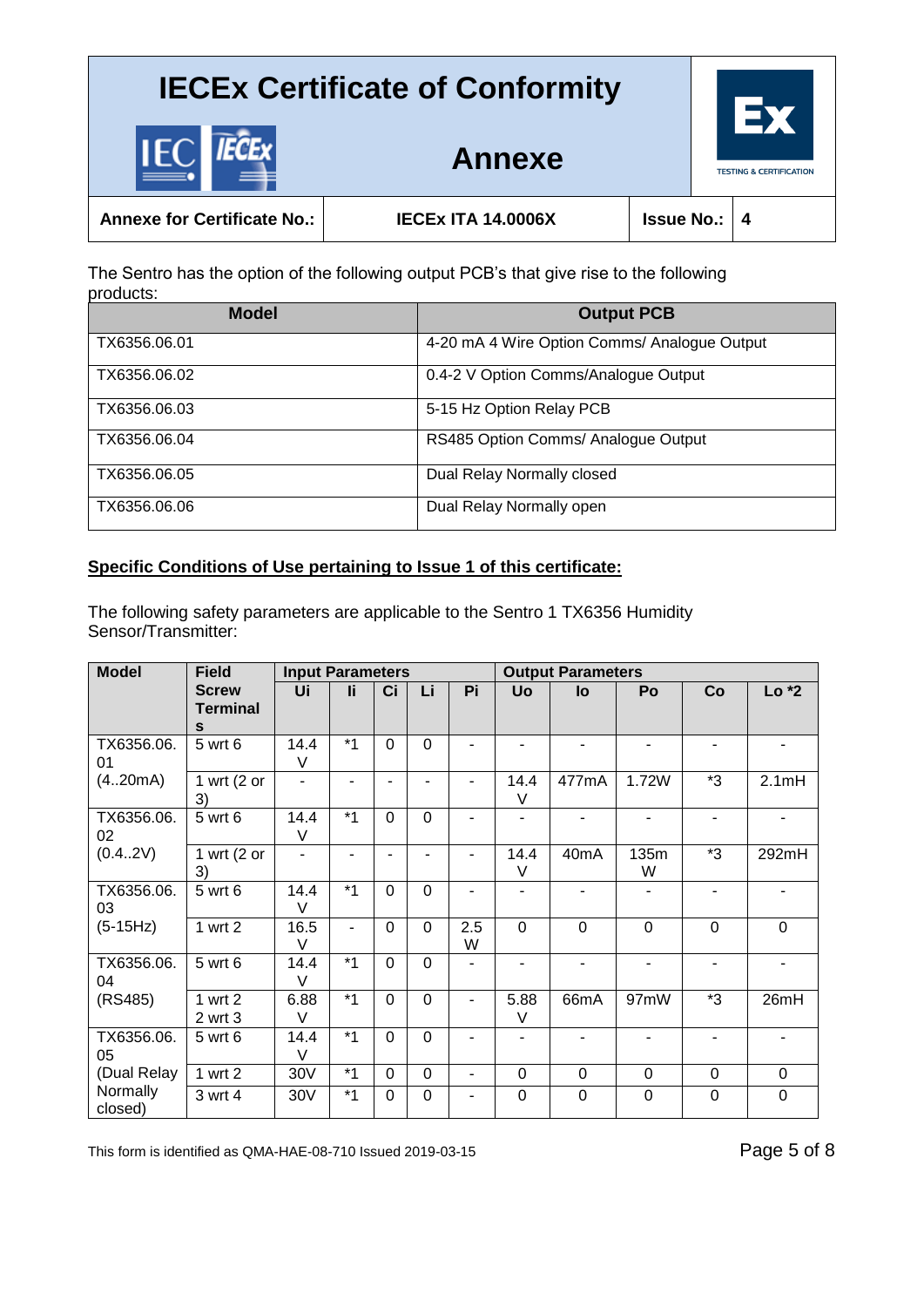# IECEx Certificate of Conformity

## Annexe

| Annexe for Certificate No.: | IECEx ITA 14.0006X | Issue No.: | 4 |
|---|---|---|---|

The Sentro has the option of the following output PCB's that give rise to the following products:

| Model | Output PCB |
|---|---|
| TX6356.06.01 | 4-20 mA 4 Wire Option Comms/ Analogue Output |
| TX6356.06.02 | 0.4-2 V Option Comms/Analogue Output |
| TX6356.06.03 | 5-15 Hz Option Relay PCB |
| TX6356.06.04 | RS485 Option Comms/ Analogue Output |
| TX6356.06.05 | Dual Relay Normally closed |
| TX6356.06.06 | Dual Relay Normally open |

**Specific Conditions of Use pertaining to Issue 1 of this certificate:**

The following safety parameters are applicable to the Sentro 1 TX6356 Humidity Sensor/Transmitter:

| Model | Field Screw Terminals | Input Parameters | | | | | Output Parameters | | | | |
|---|---|---|---|---|---|---|---|---|---|---|---|
| | | Ui | Ii | Ci | Li | Pi | Uo | Io | Po | Co | Lo *2 |
| TX6356.06.01 (4..20mA) | 5 wrt 6 | 14.4 V | *1 | 0 | 0 | - | - | - | - | - | - |
| | 1 wrt (2 or 3) | - | - | - | - | - | 14.4 V | 477mA | 1.72W | *3 | 2.1mH |
| TX6356.06.02 (0.4..2V) | 5 wrt 6 | 14.4 V | *1 | 0 | 0 | - | - | - | - | - | - |
| | 1 wrt (2 or 3) | - | - | - | - | - | 14.4 V | 40mA | 135mW | *3 | 292mH |
| TX6356.06.03 (5-15Hz) | 5 wrt 6 | 14.4 V | *1 | 0 | 0 | - | - | - | - | - | - |
| | 1 wrt 2 | 16.5 V | - | 0 | 0 | 2.5 W | 0 | 0 | 0 | 0 | 0 |
| TX6356.06.04 (RS485) | 5 wrt 6 | 14.4 V | *1 | 0 | 0 | - | - | - | - | - | - |
| | 1 wrt 2 2 wrt 3 | 6.88 V | *1 | 0 | 0 | - | 5.88 V | 66mA | 97mW | *3 | 26mH |
| TX6356.06.05 (Dual Relay Normally closed) | 5 wrt 6 | 14.4 V | *1 | 0 | 0 | - | - | - | - | - | - |
| | 1 wrt 2 | 30V | *1 | 0 | 0 | - | 0 | 0 | 0 | 0 | 0 |
| | 3 wrt 4 | 30V | *1 | 0 | 0 | - | 0 | 0 | 0 | 0 | 0 |

This form is identified as QMA-HAE-08-710 Issued 2019-03-15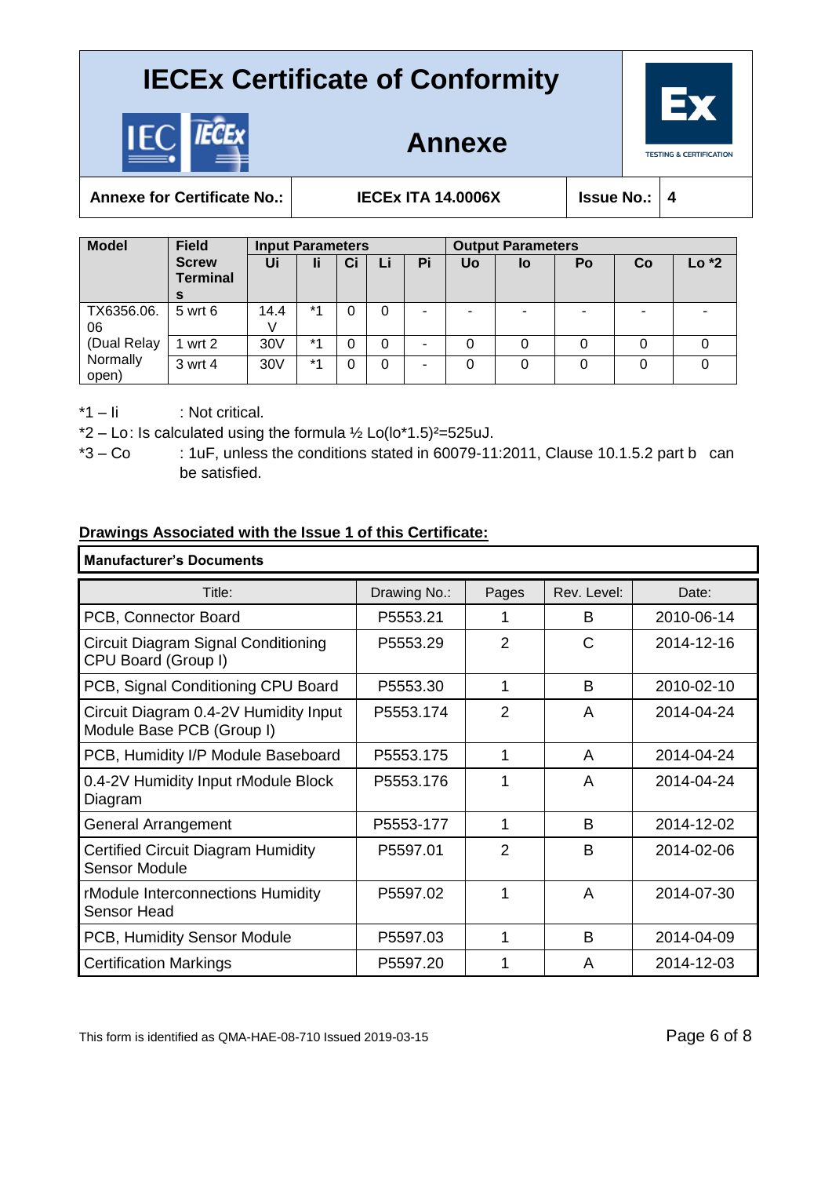# IECEx Certificate of Conformity

## Annexe

| Annexe for Certificate No.: | IECEx ITA 14.0006X | Issue No.: | 4 |
|---|---|---|---|

| Model | Field Screw Terminals | Input Parameters | | | | | Output Parameters | | | | |
|---|---|---|---|---|---|---|---|---|---|---|---|
| | | Ui | Ii | Ci | Li | Pi | Uo | Io | Po | Co | Lo *2 |
| TX6356.06.06 (Dual Relay Normally open) | 5 wrt 6 | 14.4 V | *1 | 0 | 0 | - | - | - | - | - | - |
| | 1 wrt 2 | 30V | *1 | 0 | 0 | - | 0 | 0 | 0 | 0 | 0 |
| | 3 wrt 4 | 30V | *1 | 0 | 0 | - | 0 | 0 | 0 | 0 | 0 |

*1 – Ii : Not critical.

*2 – Lo: Is calculated using the formula ½ Lo(Io*1.5)²=525uJ.

*3 – Co : 1uF, unless the conditions stated in 60079-11:2011, Clause 10.1.5.2 part b can be satisfied.

**Drawings Associated with the Issue 1 of this Certificate:**

**Manufacturer's Documents**

| Title: | Drawing No.: | Pages | Rev. Level: | Date: |
|---|---|---|---|---|
| PCB, Connector Board | P5553.21 | 1 | B | 2010-06-14 |
| Circuit Diagram Signal Conditioning CPU Board (Group I) | P5553.29 | 2 | C | 2014-12-16 |
| PCB, Signal Conditioning CPU Board | P5553.30 | 1 | B | 2010-02-10 |
| Circuit Diagram 0.4-2V Humidity Input Module Base PCB (Group I) | P5553.174 | 2 | A | 2014-04-24 |
| PCB, Humidity I/P Module Baseboard | P5553.175 | 1 | A | 2014-04-24 |
| 0.4-2V Humidity Input rModule Block Diagram | P5553.176 | 1 | A | 2014-04-24 |
| General Arrangement | P5553-177 | 1 | B | 2014-12-02 |
| Certified Circuit Diagram Humidity Sensor Module | P5597.01 | 2 | B | 2014-02-06 |
| rModule Interconnections Humidity Sensor Head | P5597.02 | 1 | A | 2014-07-30 |
| PCB, Humidity Sensor Module | P5597.03 | 1 | B | 2014-04-09 |
| Certification Markings | P5597.20 | 1 | A | 2014-12-03 |

This form is identified as QMA-HAE-08-710 Issued 2019-03-15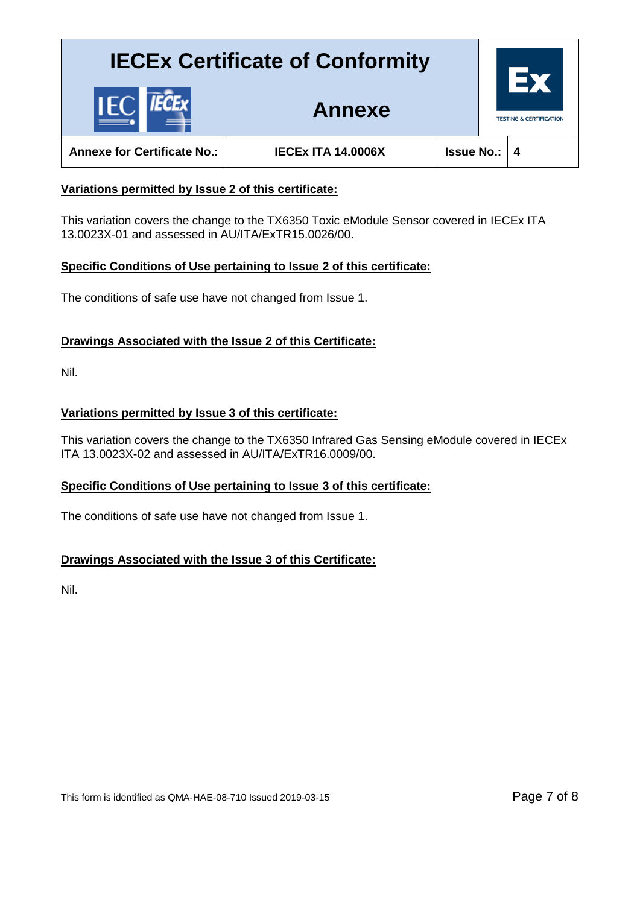# IECEx Certificate of Conformity

## Annexe

| Annexe for Certificate No.: | IECEx ITA 14.0006X | Issue No.: | 4 |
| --- | --- | --- | --- |

**Variations permitted by Issue 2 of this certificate:**

This variation covers the change to the TX6350 Toxic eModule Sensor covered in IECEx ITA 13.0023X-01 and assessed in AU/ITA/ExTR15.0026/00.

**Specific Conditions of Use pertaining to Issue 2 of this certificate:**

The conditions of safe use have not changed from Issue 1.

**Drawings Associated with the Issue 2 of this Certificate:**

Nil.

**Variations permitted by Issue 3 of this certificate:**

This variation covers the change to the TX6350 Infrared Gas Sensing eModule covered in IECEx ITA 13.0023X-02 and assessed in AU/ITA/ExTR16.0009/00.

**Specific Conditions of Use pertaining to Issue 3 of this certificate:**

The conditions of safe use have not changed from Issue 1.

**Drawings Associated with the Issue 3 of this Certificate:**

Nil.

This form is identified as QMA-HAE-08-710 Issued 2019-03-15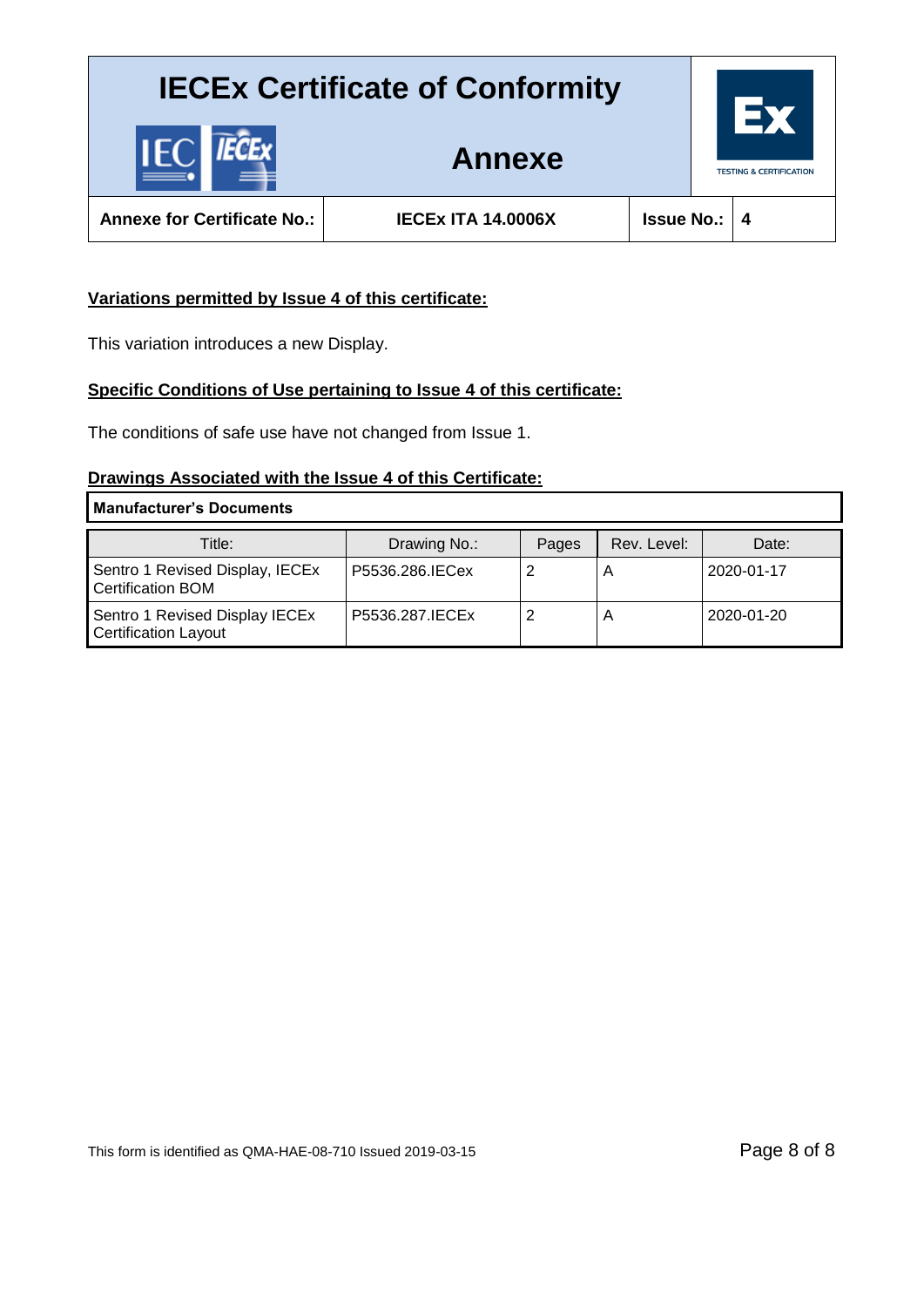# IECEx Certificate of Conformity

## Annexe

| Annexe for Certificate No.: | IECEx ITA 14.0006X | Issue No.: | 4 |
|---|---|---|---|

**Variations permitted by Issue 4 of this certificate:**

This variation introduces a new Display.

**Specific Conditions of Use pertaining to Issue 4 of this certificate:**

The conditions of safe use have not changed from Issue 1.

**Drawings Associated with the Issue 4 of this Certificate:**

**Manufacturer's Documents**

| Title: | Drawing No.: | Pages | Rev. Level: | Date: |
|---|---|---|---|---|
| Sentro 1 Revised Display, IECEx Certification BOM | P5536.286.IECex | 2 | A | 2020-01-17 |
| Sentro 1 Revised Display IECEx Certification Layout | P5536.287.IECEx | 2 | A | 2020-01-20 |

This form is identified as QMA-HAE-08-710 Issued 2019-03-15